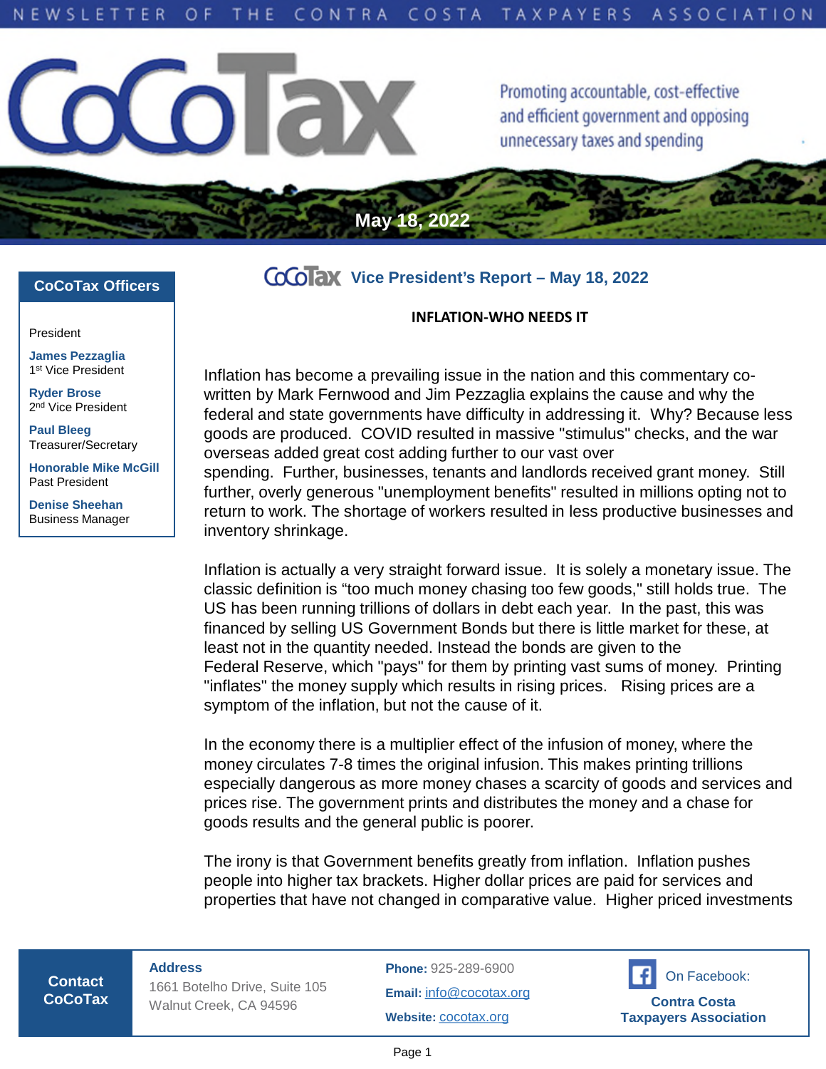NEWSLETTER OF THE CONTRA COSTA TAXPAYERS ASSOCIATION

# CoCoTax

Promoting accountable, cost-effective and efficient government and opposing unnecessary taxes and spending

May 18, 2022

## CoCoTax Officers

President

**James Pezzaglia**
1st Vice President

**Ryder Brose**
2nd Vice President

**Paul Bleeg**
Treasurer/Secretary

**Honorable Mike McGill**
Past President

**Denise Sheehan**
Business Manager

## CoCoTax Vice President's Report – May 18, 2022

### INFLATION-WHO NEEDS IT

Inflation has become a prevailing issue in the nation and this commentary co-written by Mark Fernwood and Jim Pezzaglia explains the cause and why the federal and state governments have difficulty in addressing it. Why? Because less goods are produced. COVID resulted in massive "stimulus" checks, and the war overseas added great cost adding further to our vast over spending. Further, businesses, tenants and landlords received grant money. Still further, overly generous "unemployment benefits" resulted in millions opting not to return to work. The shortage of workers resulted in less productive businesses and inventory shrinkage.

Inflation is actually a very straight forward issue. It is solely a monetary issue. The classic definition is "too much money chasing too few goods," still holds true. The US has been running trillions of dollars in debt each year. In the past, this was financed by selling US Government Bonds but there is little market for these, at least not in the quantity needed. Instead the bonds are given to the Federal Reserve, which "pays" for them by printing vast sums of money. Printing "inflates" the money supply which results in rising prices. Rising prices are a symptom of the inflation, but not the cause of it.

In the economy there is a multiplier effect of the infusion of money, where the money circulates 7-8 times the original infusion. This makes printing trillions especially dangerous as more money chases a scarcity of goods and services and prices rise. The government prints and distributes the money and a chase for goods results and the general public is poorer.

The irony is that Government benefits greatly from inflation. Inflation pushes people into higher tax brackets. Higher dollar prices are paid for services and properties that have not changed in comparative value. Higher priced investments

| Contact CoCoTax | **Address** 1661 Botelho Drive, Suite 105 Walnut Creek, CA 94596 | **Phone:** 925-289-6900 **Email:** info@cocotax.org **Website:** cocotax.org | On Facebook: **Contra Costa Taxpayers Association** |
|---|---|---|---|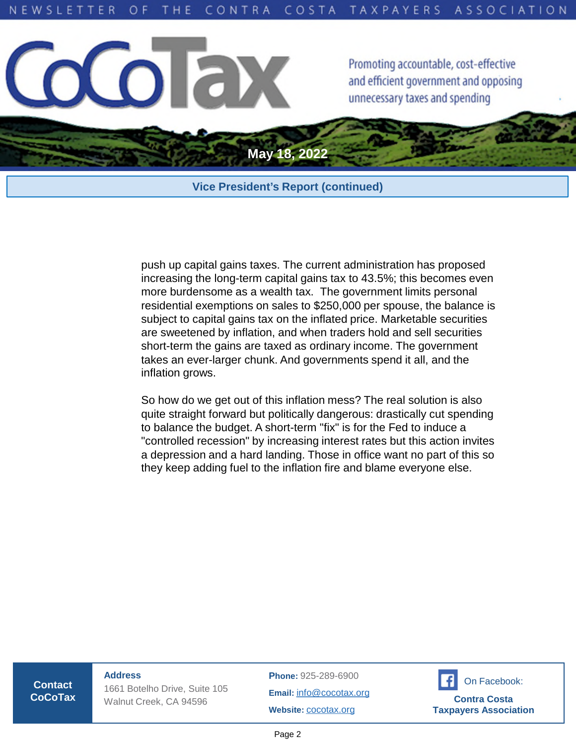## Vice President's Report (continued)

push up capital gains taxes. The current administration has proposed increasing the long-term capital gains tax to 43.5%; this becomes even more burdensome as a wealth tax. The government limits personal residential exemptions on sales to $250,000 per spouse, the balance is subject to capital gains tax on the inflated price. Marketable securities are sweetened by inflation, and when traders hold and sell securities short-term the gains are taxed as ordinary income. The government takes an ever-larger chunk. And governments spend it all, and the inflation grows.

So how do we get out of this inflation mess? The real solution is also quite straight forward but politically dangerous: drastically cut spending to balance the budget. A short-term "fix" is for the Fed to induce a "controlled recession" by increasing interest rates but this action invites a depression and a hard landing. Those in office want no part of this so they keep adding fuel to the inflation fire and blame everyone else.

**Contact CoCoTax**

**Address**
1661 Botelho Drive, Suite 105
Walnut Creek, CA 94596

**Phone:** 925-289-6900
**Email:** info@cocotax.org
**Website:** cocotax.org

On Facebook:
**Contra Costa Taxpayers Association**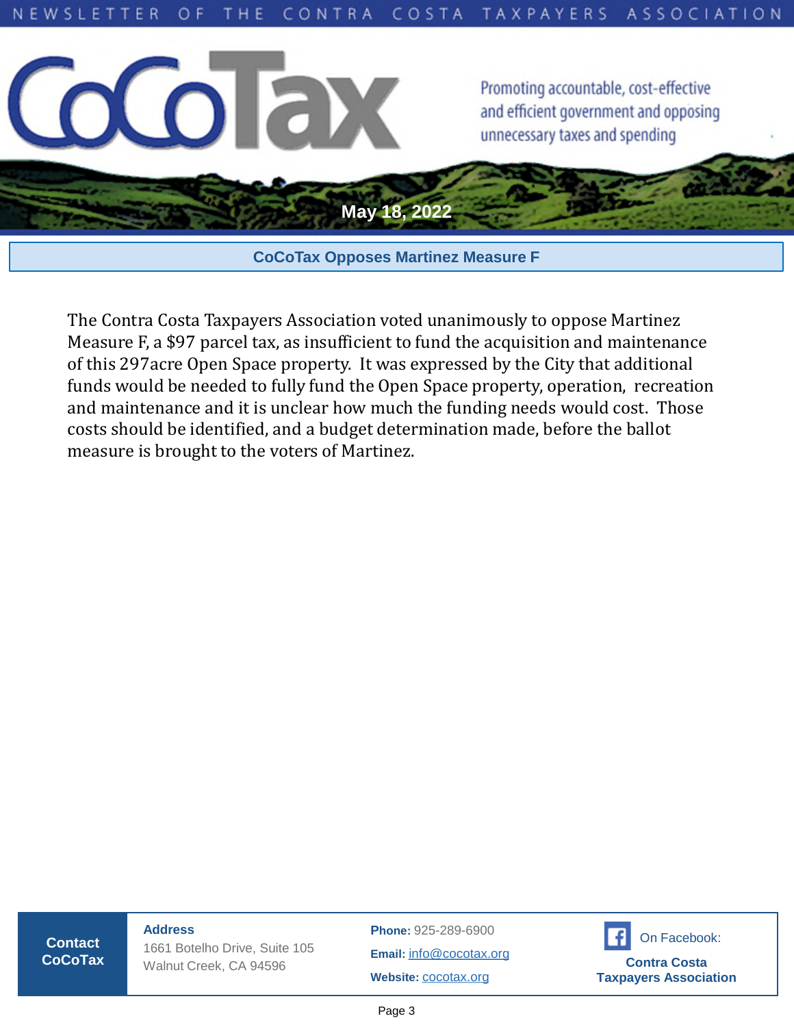NEWSLETTER OF THE CONTRA COSTA TAXPAYERS ASSOCIATION

# CoCoTax

Promoting accountable, cost-effective and efficient government and opposing unnecessary taxes and spending

May 18, 2022

## CoCoTax Opposes Martinez Measure F

The Contra Costa Taxpayers Association voted unanimously to oppose Martinez Measure F, a $97 parcel tax, as insufficient to fund the acquisition and maintenance of this 297acre Open Space property. It was expressed by the City that additional funds would be needed to fully fund the Open Space property, operation, recreation and maintenance and it is unclear how much the funding needs would cost. Those costs should be identified, and a budget determination made, before the ballot measure is brought to the voters of Martinez.

**Contact CoCoTax**

**Address**
1661 Botelho Drive, Suite 105
Walnut Creek, CA 94596

**Phone:** 925-289-6900
**Email:** info@cocotax.org
**Website:** cocotax.org

On Facebook:
**Contra Costa Taxpayers Association**